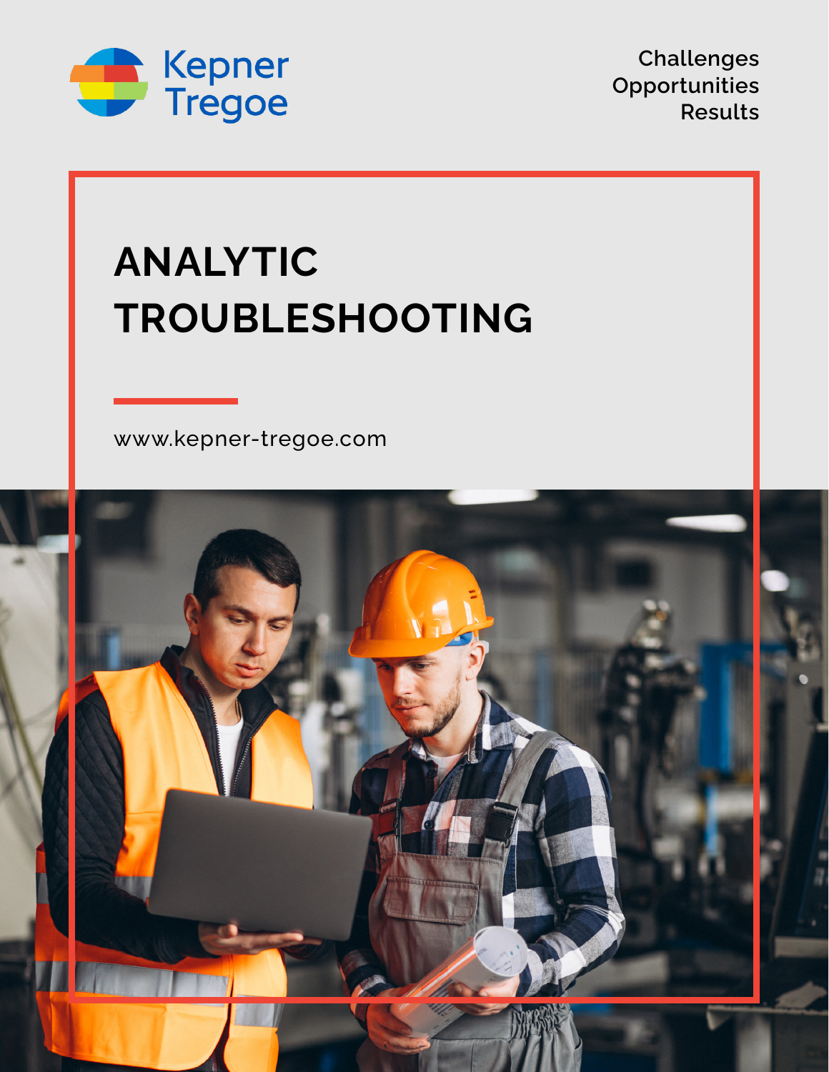Kepner Tregoe

Challenges
Opportunities
Results

# ANALYTIC TROUBLESHOOTING

www.kepner-tregoe.com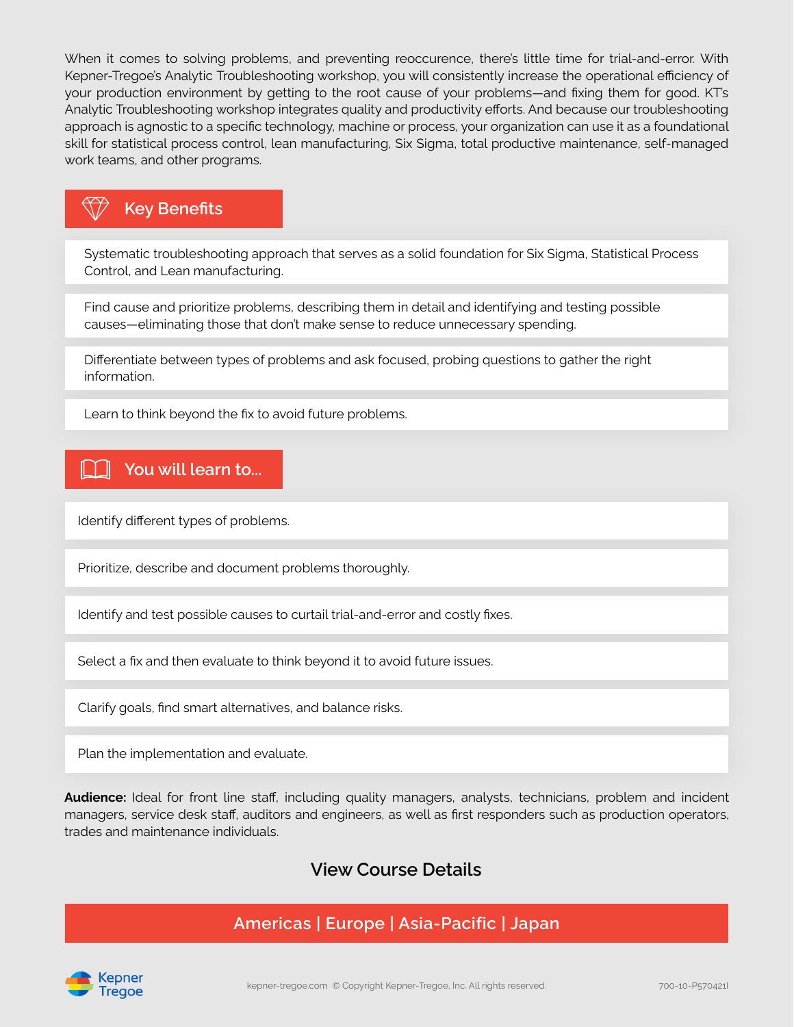When it comes to solving problems, and preventing reoccurence, there's little time for trial-and-error. With Kepner-Tregoe's Analytic Troubleshooting workshop, you will consistently increase the operational efficiency of your production environment by getting to the root cause of your problems—and fixing them for good. KT's Analytic Troubleshooting workshop integrates quality and productivity efforts. And because our troubleshooting approach is agnostic to a specific technology, machine or process, your organization can use it as a foundational skill for statistical process control, lean manufacturing, Six Sigma, total productive maintenance, self-managed work teams, and other programs.

## Key Benefits

- Systematic troubleshooting approach that serves as a solid foundation for Six Sigma, Statistical Process Control, and Lean manufacturing.
- Find cause and prioritize problems, describing them in detail and identifying and testing possible causes—eliminating those that don't make sense to reduce unnecessary spending.
- Differentiate between types of problems and ask focused, probing questions to gather the right information.
- Learn to think beyond the fix to avoid future problems.

## You will learn to...

- Identify different types of problems.
- Prioritize, describe and document problems thoroughly.
- Identify and test possible causes to curtail trial-and-error and costly fixes.
- Select a fix and then evaluate to think beyond it to avoid future issues.
- Clarify goals, find smart alternatives, and balance risks.
- Plan the implementation and evaluate.

**Audience:** Ideal for front line staff, including quality managers, analysts, technicians, problem and incident managers, service desk staff, auditors and engineers, as well as first responders such as production operators, trades and maintenance individuals.

### View Course Details

**Americas | Europe | Asia-Pacific | Japan**

Kepner Tregoe

kepner-tregoe.com © Copyright Kepner-Tregoe, Inc. All rights reserved.

700-10-P570421I